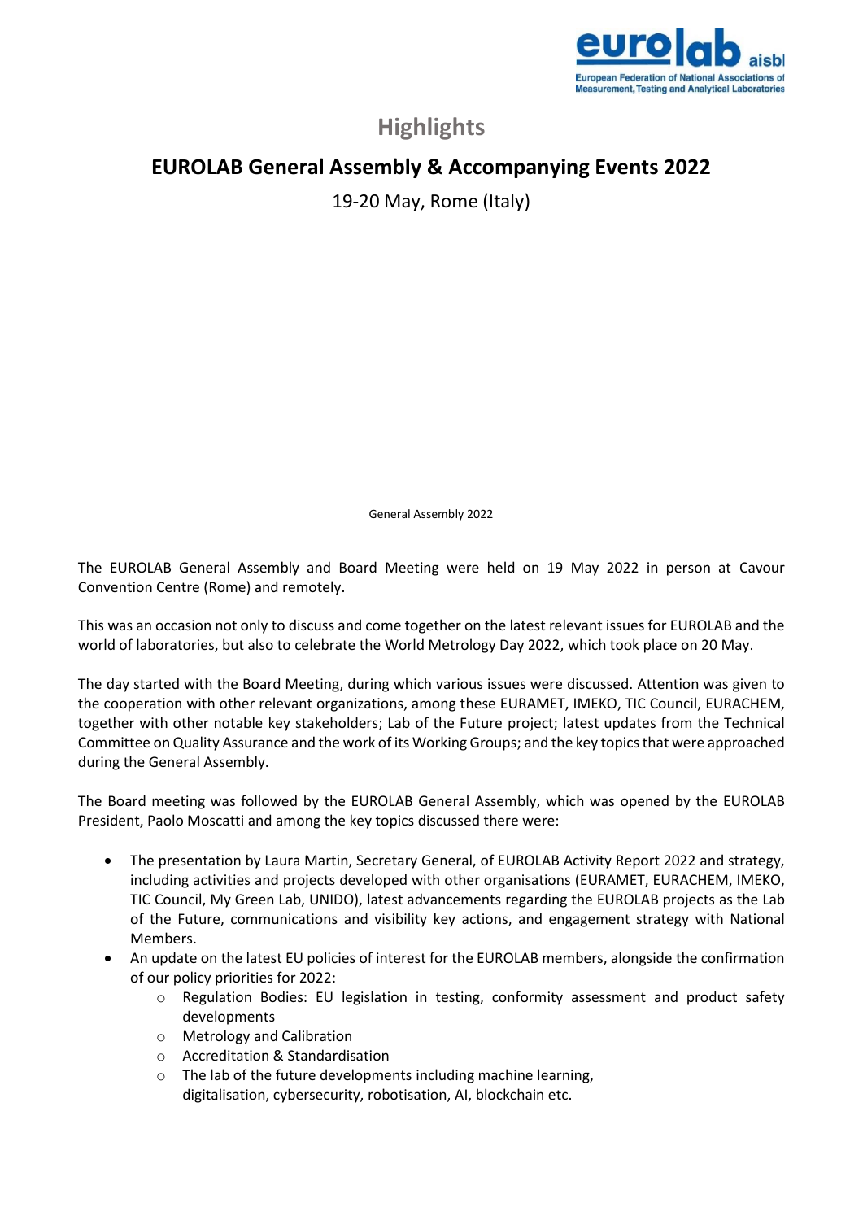# Highlights

## EUROLAB General Assembly & Accompanying Events 2022

19-20 May, Rome (Italy)

General Assembly 2022

The EUROLAB General Assembly and Board Meeting were held on 19 May 2022 in person at Cavour Convention Centre (Rome) and remotely.

This was an occasion not only to discuss and come together on the latest relevant issues for EUROLAB and the world of laboratories, but also to celebrate the World Metrology Day 2022, which took place on 20 May.

The day started with the Board Meeting, during which various issues were discussed. Attention was given to the cooperation with other relevant organizations, among these EURAMET, IMEKO, TIC Council, EURACHEM, together with other notable key stakeholders; Lab of the Future project; latest updates from the Technical Committee on Quality Assurance and the work of its Working Groups; and the key topics that were approached during the General Assembly.

The Board meeting was followed by the EUROLAB General Assembly, which was opened by the EUROLAB President, Paolo Moscatti and among the key topics discussed there were:

- The presentation by Laura Martin, Secretary General, of EUROLAB Activity Report 2022 and strategy, including activities and projects developed with other organisations (EURAMET, EURACHEM, IMEKO, TIC Council, My Green Lab, UNIDO), latest advancements regarding the EUROLAB projects as the Lab of the Future, communications and visibility key actions, and engagement strategy with National Members.
- An update on the latest EU policies of interest for the EUROLAB members, alongside the confirmation of our policy priorities for 2022:
  - Regulation Bodies: EU legislation in testing, conformity assessment and product safety developments
  - Metrology and Calibration
  - Accreditation & Standardisation
  - The lab of the future developments including machine learning, digitalisation, cybersecurity, robotisation, AI, blockchain etc.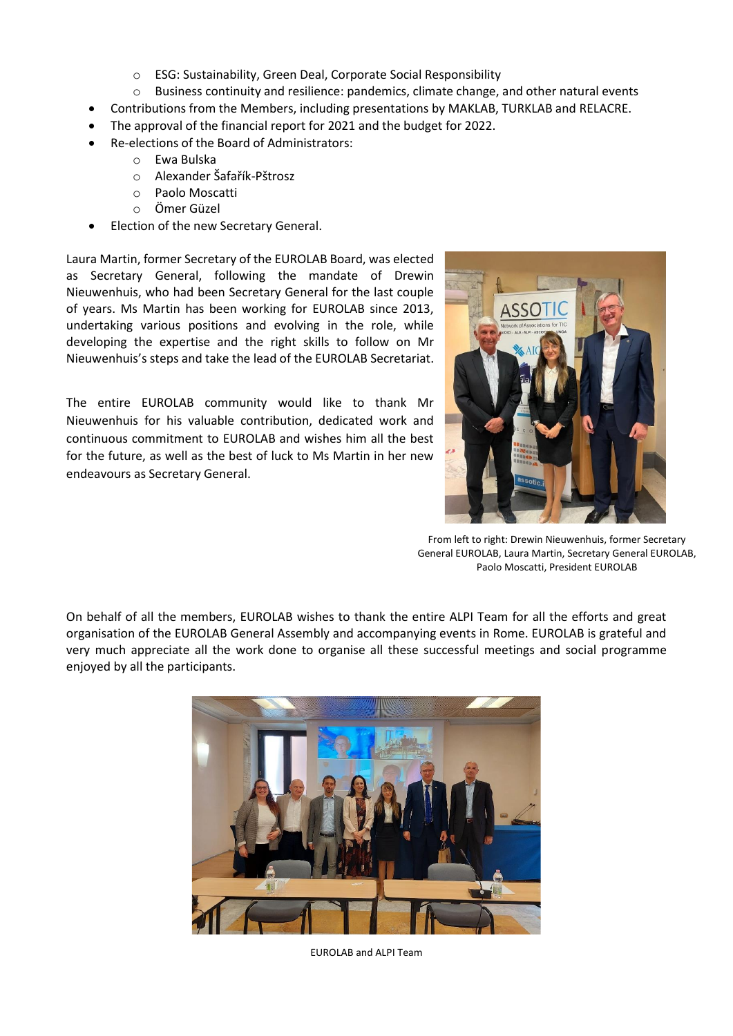- ESG: Sustainability, Green Deal, Corporate Social Responsibility
  - Business continuity and resilience: pandemics, climate change, and other natural events
- Contributions from the Members, including presentations by MAKLAB, TURKLAB and RELACRE.
- The approval of the financial report for 2021 and the budget for 2022.
- Re-elections of the Board of Administrators:
  - Ewa Bulska
  - Alexander Šafařík-Pštrosz
  - Paolo Moscatti
  - Ömer Güzel
- Election of the new Secretary General.

Laura Martin, former Secretary of the EUROLAB Board, was elected as Secretary General, following the mandate of Drewin Nieuwenhuis, who had been Secretary General for the last couple of years. Ms Martin has been working for EUROLAB since 2013, undertaking various positions and evolving in the role, while developing the expertise and the right skills to follow on Mr Nieuwenhuis's steps and take the lead of the EUROLAB Secretariat.

The entire EUROLAB community would like to thank Mr Nieuwenhuis for his valuable contribution, dedicated work and continuous commitment to EUROLAB and wishes him all the best for the future, as well as the best of luck to Ms Martin in her new endeavours as Secretary General.

From left to right: Drewin Nieuwenhuis, former Secretary General EUROLAB, Laura Martin, Secretary General EUROLAB, Paolo Moscatti, President EUROLAB

On behalf of all the members, EUROLAB wishes to thank the entire ALPI Team for all the efforts and great organisation of the EUROLAB General Assembly and accompanying events in Rome. EUROLAB is grateful and very much appreciate all the work done to organise all these successful meetings and social programme enjoyed by all the participants.

EUROLAB and ALPI Team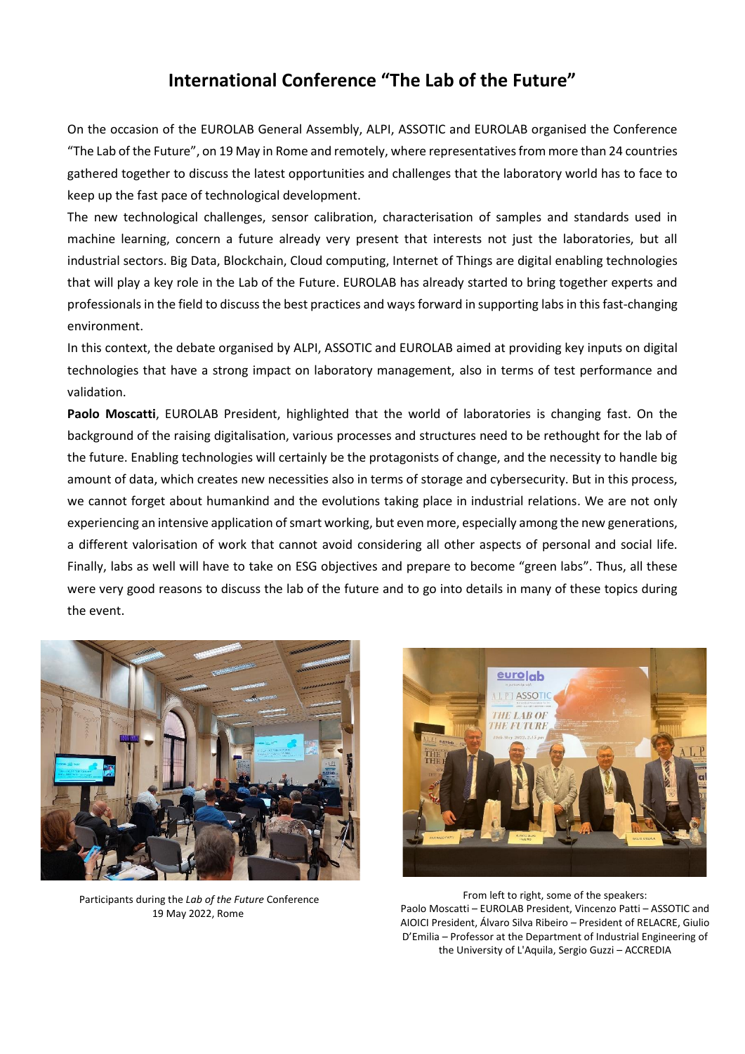# International Conference "The Lab of the Future"

On the occasion of the EUROLAB General Assembly, ALPI, ASSOTIC and EUROLAB organised the Conference "The Lab of the Future", on 19 May in Rome and remotely, where representatives from more than 24 countries gathered together to discuss the latest opportunities and challenges that the laboratory world has to face to keep up the fast pace of technological development.

The new technological challenges, sensor calibration, characterisation of samples and standards used in machine learning, concern a future already very present that interests not just the laboratories, but all industrial sectors. Big Data, Blockchain, Cloud computing, Internet of Things are digital enabling technologies that will play a key role in the Lab of the Future. EUROLAB has already started to bring together experts and professionals in the field to discuss the best practices and ways forward in supporting labs in this fast-changing environment.

In this context, the debate organised by ALPI, ASSOTIC and EUROLAB aimed at providing key inputs on digital technologies that have a strong impact on laboratory management, also in terms of test performance and validation.

**Paolo Moscatti**, EUROLAB President, highlighted that the world of laboratories is changing fast. On the background of the raising digitalisation, various processes and structures need to be rethought for the lab of the future. Enabling technologies will certainly be the protagonists of change, and the necessity to handle big amount of data, which creates new necessities also in terms of storage and cybersecurity. But in this process, we cannot forget about humankind and the evolutions taking place in industrial relations. We are not only experiencing an intensive application of smart working, but even more, especially among the new generations, a different valorisation of work that cannot avoid considering all other aspects of personal and social life. Finally, labs as well will have to take on ESG objectives and prepare to become "green labs". Thus, all these were very good reasons to discuss the lab of the future and to go into details in many of these topics during the event.

Participants during the *Lab of the Future* Conference
19 May 2022, Rome

From left to right, some of the speakers:
Paolo Moscatti – EUROLAB President, Vincenzo Patti – ASSOTIC and AIOICI President, Álvaro Silva Ribeiro – President of RELACRE, Giulio D'Emilia – Professor at the Department of Industrial Engineering of the University of L'Aquila, Sergio Guzzi – ACCREDIA